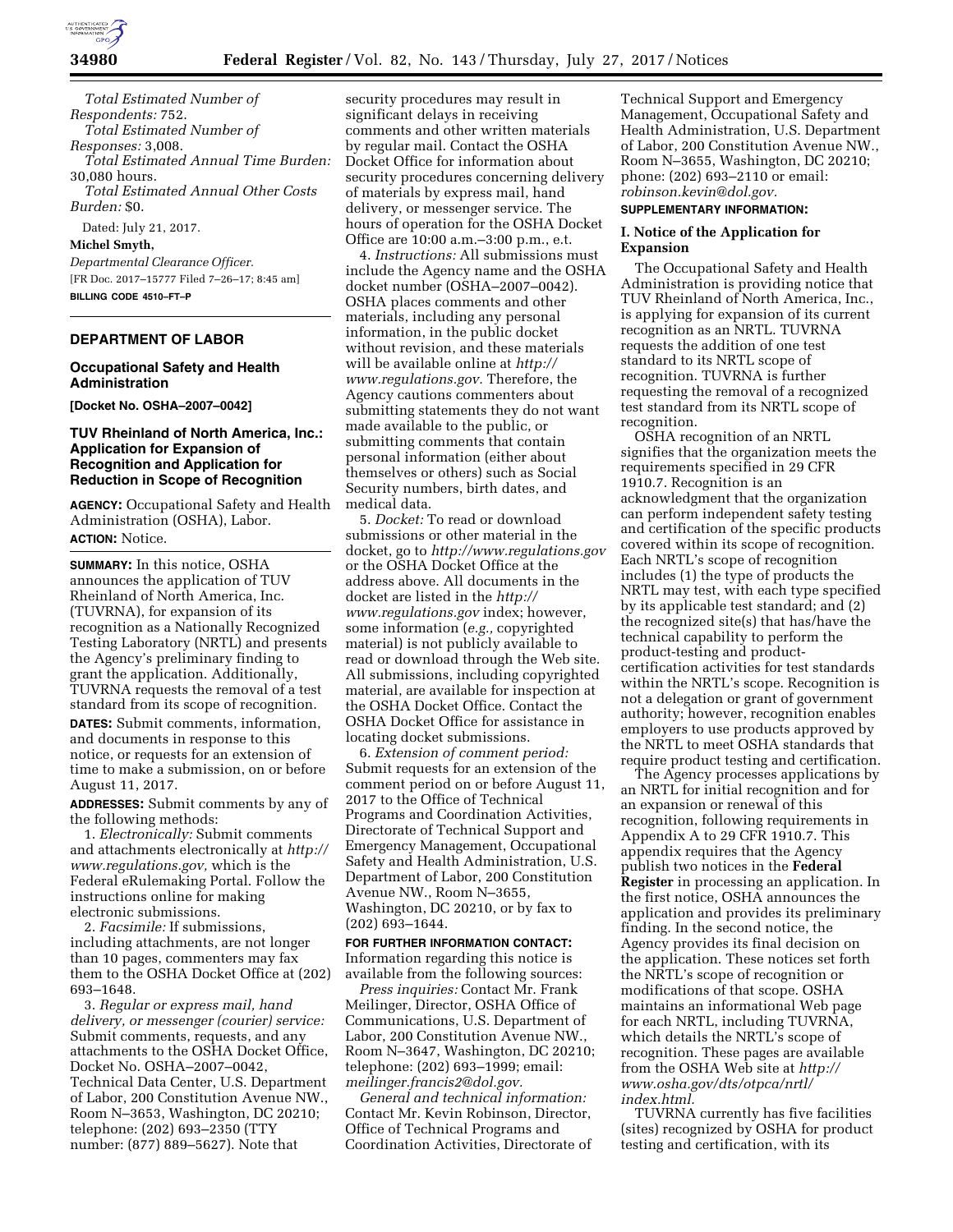*Total Estimated Number of Respondents:* 752.

*Total Estimated Number of Responses:* 3,008.

*Total Estimated Annual Time Burden:* 30,080 hours.

*Total Estimated Annual Other Costs Burden:* $0.

Dated: July 21, 2017.

**Michel Smyth,**

*Departmental Clearance Officer.*

[FR Doc. 2017–15777 Filed 7–26–17; 8:45 am]

**BILLING CODE 4510–FT–P**

---

## DEPARTMENT OF LABOR

### Occupational Safety and Health Administration

**[Docket No. OSHA–2007–0042]**

### TUV Rheinland of North America, Inc.: Application for Expansion of Recognition and Application for Reduction in Scope of Recognition

**AGENCY:** Occupational Safety and Health Administration (OSHA), Labor.

**ACTION:** Notice.

**SUMMARY:** In this notice, OSHA announces the application of TUV Rheinland of North America, Inc. (TUVRNA), for expansion of its recognition as a Nationally Recognized Testing Laboratory (NRTL) and presents the Agency's preliminary finding to grant the application. Additionally, TUVRNA requests the removal of a test standard from its scope of recognition.

**DATES:** Submit comments, information, and documents in response to this notice, or requests for an extension of time to make a submission, on or before August 11, 2017.

**ADDRESSES:** Submit comments by any of the following methods:

1. *Electronically:* Submit comments and attachments electronically at *http://www.regulations.gov,* which is the Federal eRulemaking Portal. Follow the instructions online for making electronic submissions.

2. *Facsimile:* If submissions, including attachments, are not longer than 10 pages, commenters may fax them to the OSHA Docket Office at (202) 693–1648.

3. *Regular or express mail, hand delivery, or messenger (courier) service:* Submit comments, requests, and any attachments to the OSHA Docket Office, Docket No. OSHA–2007–0042, Technical Data Center, U.S. Department of Labor, 200 Constitution Avenue NW., Room N–3653, Washington, DC 20210; telephone: (202) 693–2350 (TTY number: (877) 889–5627). Note that security procedures may result in significant delays in receiving comments and other written materials by regular mail. Contact the OSHA Docket Office for information about security procedures concerning delivery of materials by express mail, hand delivery, or messenger service. The hours of operation for the OSHA Docket Office are 10:00 a.m.–3:00 p.m., e.t.

4. *Instructions:* All submissions must include the Agency name and the OSHA docket number (OSHA–2007–0042). OSHA places comments and other materials, including any personal information, in the public docket without revision, and these materials will be available online at *http://www.regulations.gov.* Therefore, the Agency cautions commenters about submitting statements they do not want made available to the public, or submitting comments that contain personal information (either about themselves or others) such as Social Security numbers, birth dates, and medical data.

5. *Docket:* To read or download submissions or other material in the docket, go to *http://www.regulations.gov* or the OSHA Docket Office at the address above. All documents in the docket are listed in the *http://www.regulations.gov* index; however, some information (*e.g.,* copyrighted material) is not publicly available to read or download through the Web site. All submissions, including copyrighted material, are available for inspection at the OSHA Docket Office. Contact the OSHA Docket Office for assistance in locating docket submissions.

6. *Extension of comment period:* Submit requests for an extension of the comment period on or before August 11, 2017 to the Office of Technical Programs and Coordination Activities, Directorate of Technical Support and Emergency Management, Occupational Safety and Health Administration, U.S. Department of Labor, 200 Constitution Avenue NW., Room N–3655, Washington, DC 20210, or by fax to (202) 693–1644.

**FOR FURTHER INFORMATION CONTACT:** Information regarding this notice is available from the following sources:

*Press inquiries:* Contact Mr. Frank Meilinger, Director, OSHA Office of Communications, U.S. Department of Labor, 200 Constitution Avenue NW., Room N–3647, Washington, DC 20210; telephone: (202) 693–1999; email: *meilinger.francis2@dol.gov.*

*General and technical information:* Contact Mr. Kevin Robinson, Director, Office of Technical Programs and Coordination Activities, Directorate of Technical Support and Emergency Management, Occupational Safety and Health Administration, U.S. Department of Labor, 200 Constitution Avenue NW., Room N–3655, Washington, DC 20210; phone: (202) 693–2110 or email: *robinson.kevin@dol.gov.*

**SUPPLEMENTARY INFORMATION:**

#### I. Notice of the Application for Expansion

The Occupational Safety and Health Administration is providing notice that TUV Rheinland of North America, Inc., is applying for expansion of its current recognition as an NRTL. TUVRNA requests the addition of one test standard to its NRTL scope of recognition. TUVRNA is further requesting the removal of a recognized test standard from its NRTL scope of recognition.

OSHA recognition of an NRTL signifies that the organization meets the requirements specified in 29 CFR 1910.7. Recognition is an acknowledgment that the organization can perform independent safety testing and certification of the specific products covered within its scope of recognition. Each NRTL's scope of recognition includes (1) the type of products the NRTL may test, with each type specified by its applicable test standard; and (2) the recognized site(s) that has/have the technical capability to perform the product-testing and product-certification activities for test standards within the NRTL's scope. Recognition is not a delegation or grant of government authority; however, recognition enables employers to use products approved by the NRTL to meet OSHA standards that require product testing and certification.

The Agency processes applications by an NRTL for initial recognition and for an expansion or renewal of this recognition, following requirements in Appendix A to 29 CFR 1910.7. This appendix requires that the Agency publish two notices in the **Federal Register** in processing an application. In the first notice, OSHA announces the application and provides its preliminary finding. In the second notice, the Agency provides its final decision on the application. These notices set forth the NRTL's scope of recognition or modifications of that scope. OSHA maintains an informational Web page for each NRTL, including TUVRNA, which details the NRTL's scope of recognition. These pages are available from the OSHA Web site at *http://www.osha.gov/dts/otpca/nrtl/index.html.*

TUVRNA currently has five facilities (sites) recognized by OSHA for product testing and certification, with its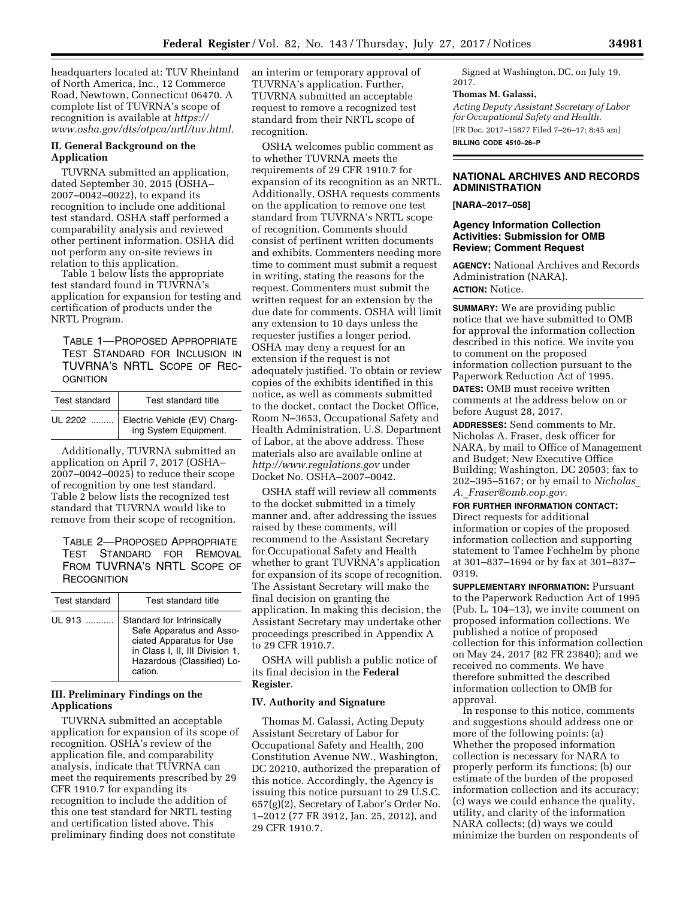headquarters located at: TUV Rheinland of North America, Inc., 12 Commerce Road, Newtown, Connecticut 06470. A complete list of TUVRNA's scope of recognition is available at *https://www.osha.gov/dts/otpca/nrtl/tuv.html.*

### II. General Background on the Application

TUVRNA submitted an application, dated September 30, 2015 (OSHA–2007–0042–0022), to expand its recognition to include one additional test standard. OSHA staff performed a comparability analysis and reviewed other pertinent information. OSHA did not perform any on-site reviews in relation to this application.

Table 1 below lists the appropriate test standard found in TUVRNA's application for expansion for testing and certification of products under the NRTL Program.

TABLE 1—PROPOSED APPROPRIATE TEST STANDARD FOR INCLUSION IN TUVRNA'S NRTL SCOPE OF RECOGNITION

| Test standard | Test standard title |
| --- | --- |
| UL 2202 | Electric Vehicle (EV) Charging System Equipment. |

Additionally, TUVRNA submitted an application on April 7, 2017 (OSHA–2007–0042–0025) to reduce their scope of recognition by one test standard. Table 2 below lists the recognized test standard that TUVRNA would like to remove from their scope of recognition.

TABLE 2—PROPOSED APPROPRIATE TEST STANDARD FOR REMOVAL FROM TUVRNA'S NRTL SCOPE OF RECOGNITION

| Test standard | Test standard title |
| --- | --- |
| UL 913 | Standard for Intrinsically Safe Apparatus and Associated Apparatus for Use in Class I, II, III Division 1, Hazardous (Classified) Location. |

### III. Preliminary Findings on the Applications

TUVRNA submitted an acceptable application for expansion of its scope of recognition. OSHA's review of the application file, and comparability analysis, indicate that TUVRNA can meet the requirements prescribed by 29 CFR 1910.7 for expanding its recognition to include the addition of this one test standard for NRTL testing and certification listed above. This preliminary finding does not constitute an interim or temporary approval of TUVRNA's application. Further, TUVRNA submitted an acceptable request to remove a recognized test standard from their NRTL scope of recognition.

OSHA welcomes public comment as to whether TUVRNA meets the requirements of 29 CFR 1910.7 for expansion of its recognition as an NRTL. Additionally, OSHA requests comments on the application to remove one test standard from TUVRNA's NRTL scope of recognition. Comments should consist of pertinent written documents and exhibits. Commenters needing more time to comment must submit a request in writing, stating the reasons for the request. Commenters must submit the written request for an extension by the due date for comments. OSHA will limit any extension to 10 days unless the requester justifies a longer period. OSHA may deny a request for an extension if the request is not adequately justified. To obtain or review copies of the exhibits identified in this notice, as well as comments submitted to the docket, contact the Docket Office, Room N–3653, Occupational Safety and Health Administration, U.S. Department of Labor, at the above address. These materials also are available online at *http://www.regulations.gov* under Docket No. OSHA–2007–0042.

OSHA staff will review all comments to the docket submitted in a timely manner and, after addressing the issues raised by these comments, will recommend to the Assistant Secretary for Occupational Safety and Health whether to grant TUVRNA's application for expansion of its scope of recognition. The Assistant Secretary will make the final decision on granting the application. In making this decision, the Assistant Secretary may undertake other proceedings prescribed in Appendix A to 29 CFR 1910.7.

OSHA will publish a public notice of its final decision in the **Federal Register**.

### IV. Authority and Signature

Thomas M. Galassi, Acting Deputy Assistant Secretary of Labor for Occupational Safety and Health, 200 Constitution Avenue NW., Washington, DC 20210, authorized the preparation of this notice. Accordingly, the Agency is issuing this notice pursuant to 29 U.S.C. 657(g)(2), Secretary of Labor's Order No. 1–2012 (77 FR 3912, Jan. 25, 2012), and 29 CFR 1910.7.

Signed at Washington, DC, on July 19, 2017.

**Thomas M. Galassi,**

*Acting Deputy Assistant Secretary of Labor for Occupational Safety and Health.*

[FR Doc. 2017–15877 Filed 7–26–17; 8:45 am]

**BILLING CODE 4510–26–P**

## NATIONAL ARCHIVES AND RECORDS ADMINISTRATION

**[NARA–2017–058]**

### Agency Information Collection Activities: Submission for OMB Review; Comment Request

**AGENCY:** National Archives and Records Administration (NARA).

**ACTION:** Notice.

**SUMMARY:** We are providing public notice that we have submitted to OMB for approval the information collection described in this notice. We invite you to comment on the proposed information collection pursuant to the Paperwork Reduction Act of 1995.

**DATES:** OMB must receive written comments at the address below on or before August 28, 2017.

**ADDRESSES:** Send comments to Mr. Nicholas A. Fraser, desk officer for NARA, by mail to Office of Management and Budget; New Executive Office Building; Washington, DC 20503; fax to 202–395–5167; or by email to *Nicholas_A._Fraser@omb.eop.gov.*

**FOR FURTHER INFORMATION CONTACT:** Direct requests for additional information or copies of the proposed information collection and supporting statement to Tamee Fechhelm by phone at 301–837–1694 or by fax at 301–837–0319.

**SUPPLEMENTARY INFORMATION:** Pursuant to the Paperwork Reduction Act of 1995 (Pub. L. 104–13), we invite comment on proposed information collections. We published a notice of proposed collection for this information collection on May 24, 2017 (82 FR 23840); and we received no comments. We have therefore submitted the described information collection to OMB for approval.

In response to this notice, comments and suggestions should address one or more of the following points: (a) Whether the proposed information collection is necessary for NARA to properly perform its functions; (b) our estimate of the burden of the proposed information collection and its accuracy; (c) ways we could enhance the quality, utility, and clarity of the information NARA collects; (d) ways we could minimize the burden on respondents of